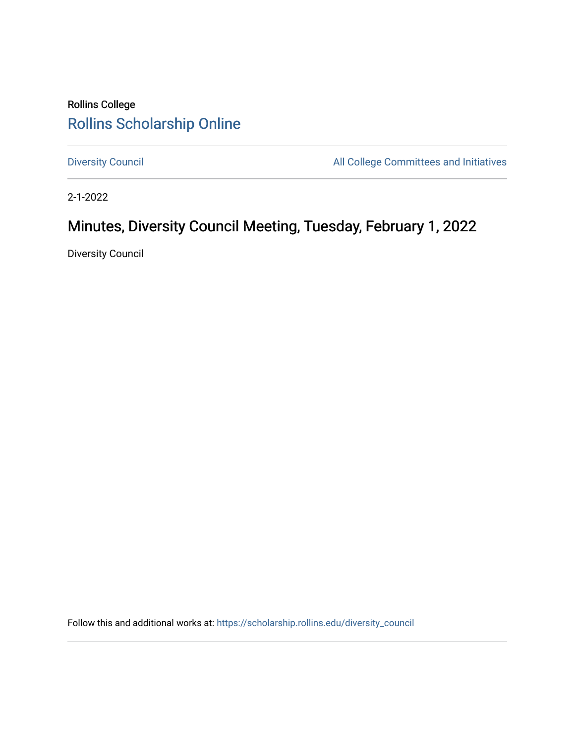Rollins College

Rollins Scholarship Online

Diversity Council | All College Committees and Initiatives

2-1-2022

# Minutes, Diversity Council Meeting, Tuesday, February 1, 2022

Diversity Council

Follow this and additional works at: https://scholarship.rollins.edu/diversity_council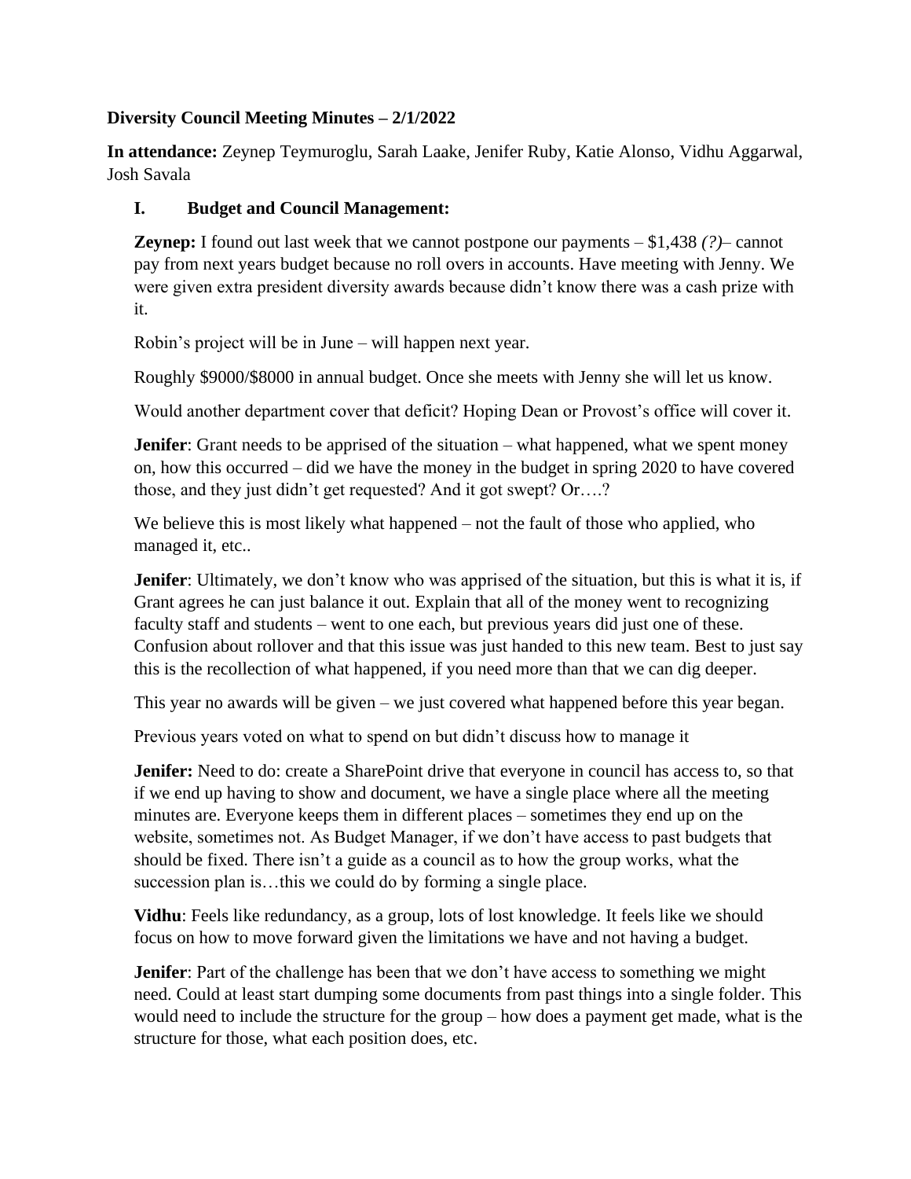**Diversity Council Meeting Minutes – 2/1/2022**

**In attendance:** Zeynep Teymuroglu, Sarah Laake, Jenifer Ruby, Katie Alonso, Vidhu Aggarwal, Josh Savala

## I. Budget and Council Management:

**Zeynep:** I found out last week that we cannot postpone our payments – $1,438 *(?)*– cannot pay from next years budget because no roll overs in accounts. Have meeting with Jenny. We were given extra president diversity awards because didn't know there was a cash prize with it.

Robin's project will be in June – will happen next year.

Roughly $9000/$8000 in annual budget. Once she meets with Jenny she will let us know.

Would another department cover that deficit? Hoping Dean or Provost's office will cover it.

**Jenifer**: Grant needs to be apprised of the situation – what happened, what we spent money on, how this occurred – did we have the money in the budget in spring 2020 to have covered those, and they just didn't get requested? And it got swept? Or….?

We believe this is most likely what happened – not the fault of those who applied, who managed it, etc..

**Jenifer**: Ultimately, we don't know who was apprised of the situation, but this is what it is, if Grant agrees he can just balance it out. Explain that all of the money went to recognizing faculty staff and students – went to one each, but previous years did just one of these. Confusion about rollover and that this issue was just handed to this new team. Best to just say this is the recollection of what happened, if you need more than that we can dig deeper.

This year no awards will be given – we just covered what happened before this year began.

Previous years voted on what to spend on but didn't discuss how to manage it

**Jenifer:** Need to do: create a SharePoint drive that everyone in council has access to, so that if we end up having to show and document, we have a single place where all the meeting minutes are. Everyone keeps them in different places – sometimes they end up on the website, sometimes not. As Budget Manager, if we don't have access to past budgets that should be fixed. There isn't a guide as a council as to how the group works, what the succession plan is…this we could do by forming a single place.

**Vidhu**: Feels like redundancy, as a group, lots of lost knowledge. It feels like we should focus on how to move forward given the limitations we have and not having a budget.

**Jenifer**: Part of the challenge has been that we don't have access to something we might need. Could at least start dumping some documents from past things into a single folder. This would need to include the structure for the group – how does a payment get made, what is the structure for those, what each position does, etc.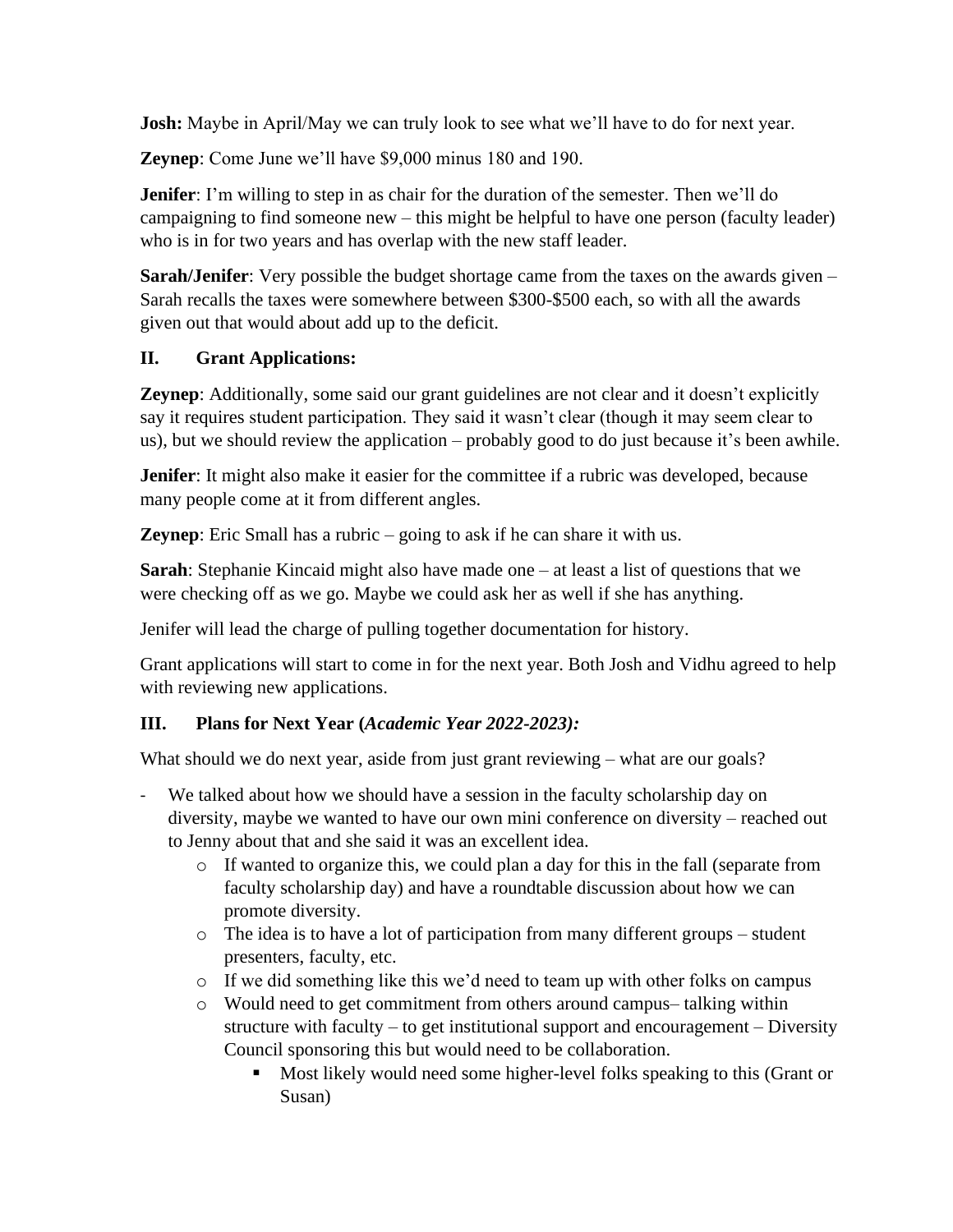**Josh:** Maybe in April/May we can truly look to see what we'll have to do for next year.

**Zeynep**: Come June we'll have $9,000 minus 180 and 190.

**Jenifer**: I'm willing to step in as chair for the duration of the semester. Then we'll do campaigning to find someone new – this might be helpful to have one person (faculty leader) who is in for two years and has overlap with the new staff leader.

**Sarah/Jenifer**: Very possible the budget shortage came from the taxes on the awards given – Sarah recalls the taxes were somewhere between $300-$500 each, so with all the awards given out that would about add up to the deficit.

## II. Grant Applications:

**Zeynep**: Additionally, some said our grant guidelines are not clear and it doesn't explicitly say it requires student participation. They said it wasn't clear (though it may seem clear to us), but we should review the application – probably good to do just because it's been awhile.

**Jenifer**: It might also make it easier for the committee if a rubric was developed, because many people come at it from different angles.

**Zeynep**: Eric Small has a rubric – going to ask if he can share it with us.

**Sarah**: Stephanie Kincaid might also have made one – at least a list of questions that we were checking off as we go. Maybe we could ask her as well if she has anything.

Jenifer will lead the charge of pulling together documentation for history.

Grant applications will start to come in for the next year. Both Josh and Vidhu agreed to help with reviewing new applications.

## III. Plans for Next Year (*Academic Year 2022-2023):*

What should we do next year, aside from just grant reviewing – what are our goals?

- We talked about how we should have a session in the faculty scholarship day on diversity, maybe we wanted to have our own mini conference on diversity – reached out to Jenny about that and she said it was an excellent idea.
  - If wanted to organize this, we could plan a day for this in the fall (separate from faculty scholarship day) and have a roundtable discussion about how we can promote diversity.
  - The idea is to have a lot of participation from many different groups – student presenters, faculty, etc.
  - If we did something like this we'd need to team up with other folks on campus
  - Would need to get commitment from others around campus– talking within structure with faculty – to get institutional support and encouragement – Diversity Council sponsoring this but would need to be collaboration.
    - Most likely would need some higher-level folks speaking to this (Grant or Susan)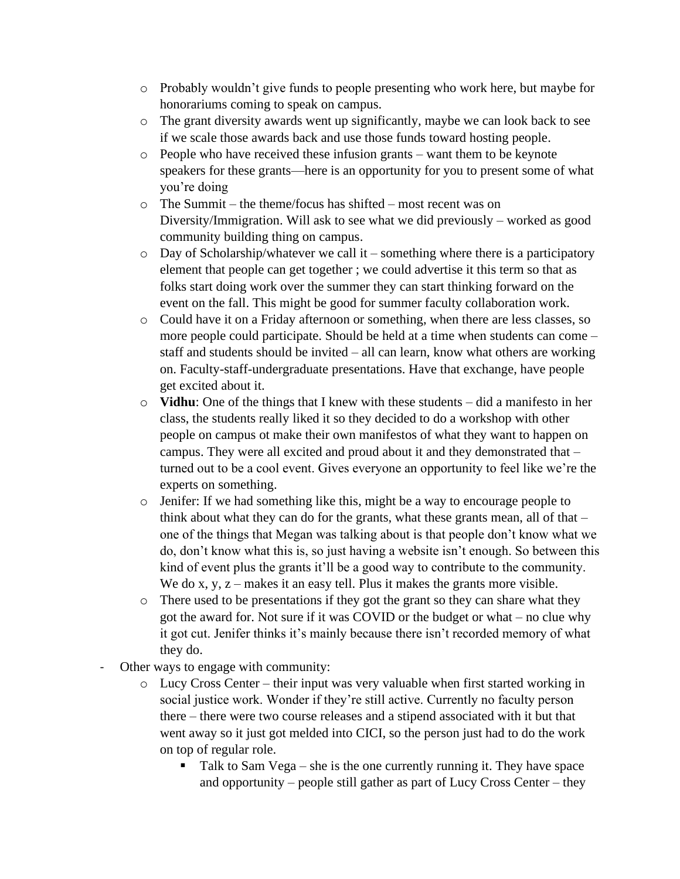- Probably wouldn't give funds to people presenting who work here, but maybe for honorariums coming to speak on campus.
  - The grant diversity awards went up significantly, maybe we can look back to see if we scale those awards back and use those funds toward hosting people.
  - People who have received these infusion grants – want them to be keynote speakers for these grants—here is an opportunity for you to present some of what you're doing
  - The Summit – the theme/focus has shifted – most recent was on Diversity/Immigration. Will ask to see what we did previously – worked as good community building thing on campus.
  - Day of Scholarship/whatever we call it – something where there is a participatory element that people can get together ; we could advertise it this term so that as folks start doing work over the summer they can start thinking forward on the event on the fall. This might be good for summer faculty collaboration work.
  - Could have it on a Friday afternoon or something, when there are less classes, so more people could participate. Should be held at a time when students can come – staff and students should be invited – all can learn, know what others are working on. Faculty-staff-undergraduate presentations. Have that exchange, have people get excited about it.
  - **Vidhu**: One of the things that I knew with these students – did a manifesto in her class, the students really liked it so they decided to do a workshop with other people on campus ot make their own manifestos of what they want to happen on campus. They were all excited and proud about it and they demonstrated that – turned out to be a cool event. Gives everyone an opportunity to feel like we're the experts on something.
  - Jenifer: If we had something like this, might be a way to encourage people to think about what they can do for the grants, what these grants mean, all of that – one of the things that Megan was talking about is that people don't know what we do, don't know what this is, so just having a website isn't enough. So between this kind of event plus the grants it'll be a good way to contribute to the community. We do x, y, z – makes it an easy tell. Plus it makes the grants more visible.
  - There used to be presentations if they got the grant so they can share what they got the award for. Not sure if it was COVID or the budget or what – no clue why it got cut. Jenifer thinks it's mainly because there isn't recorded memory of what they do.
- Other ways to engage with community:
  - Lucy Cross Center – their input was very valuable when first started working in social justice work. Wonder if they're still active. Currently no faculty person there – there were two course releases and a stipend associated with it but that went away so it just got melded into CICI, so the person just had to do the work on top of regular role.
    - Talk to Sam Vega – she is the one currently running it. They have space and opportunity – people still gather as part of Lucy Cross Center – they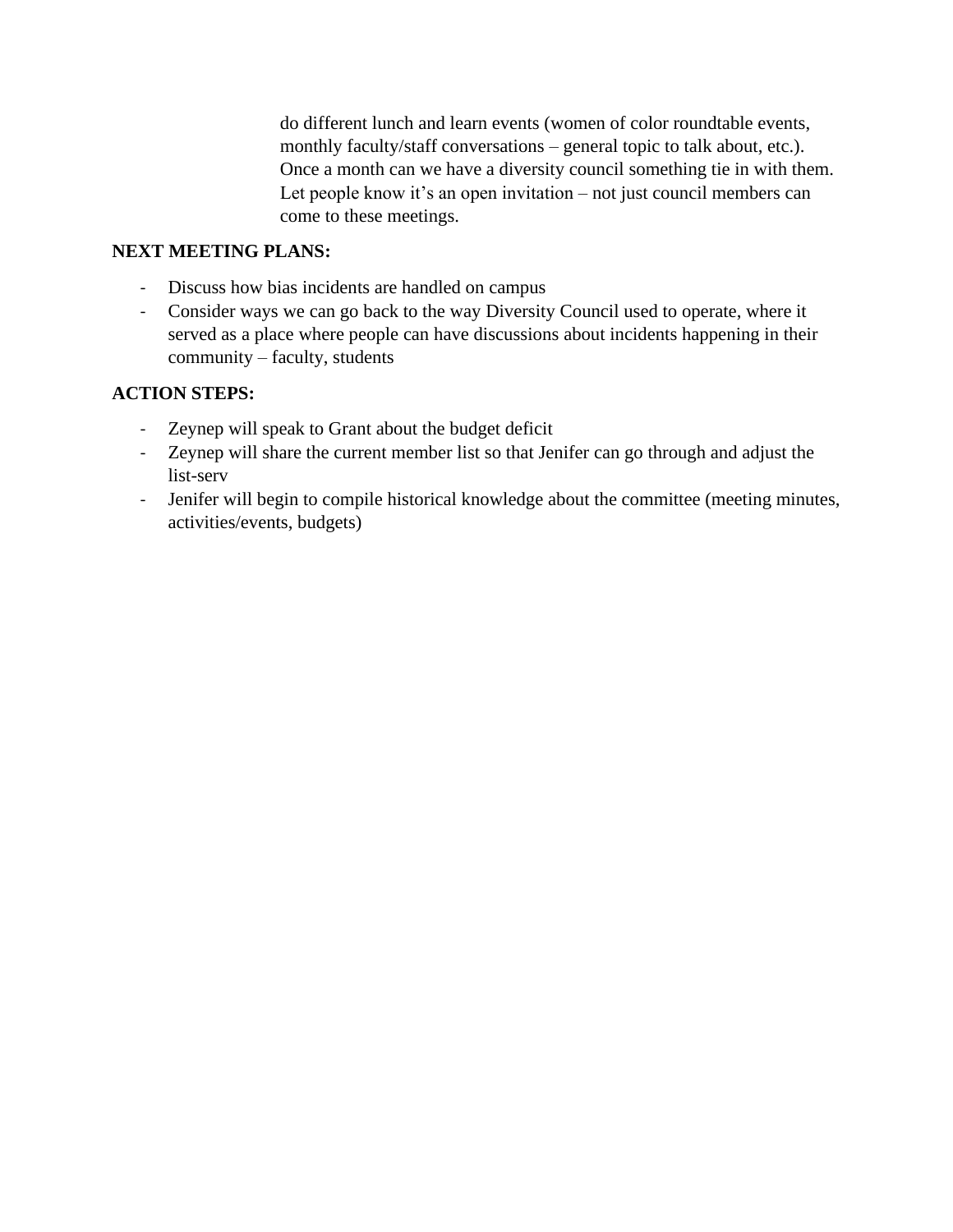do different lunch and learn events (women of color roundtable events, monthly faculty/staff conversations – general topic to talk about, etc.). Once a month can we have a diversity council something tie in with them. Let people know it's an open invitation – not just council members can come to these meetings.

**NEXT MEETING PLANS:**

- Discuss how bias incidents are handled on campus
- Consider ways we can go back to the way Diversity Council used to operate, where it served as a place where people can have discussions about incidents happening in their community – faculty, students

**ACTION STEPS:**

- Zeynep will speak to Grant about the budget deficit
- Zeynep will share the current member list so that Jenifer can go through and adjust the list-serv
- Jenifer will begin to compile historical knowledge about the committee (meeting minutes, activities/events, budgets)